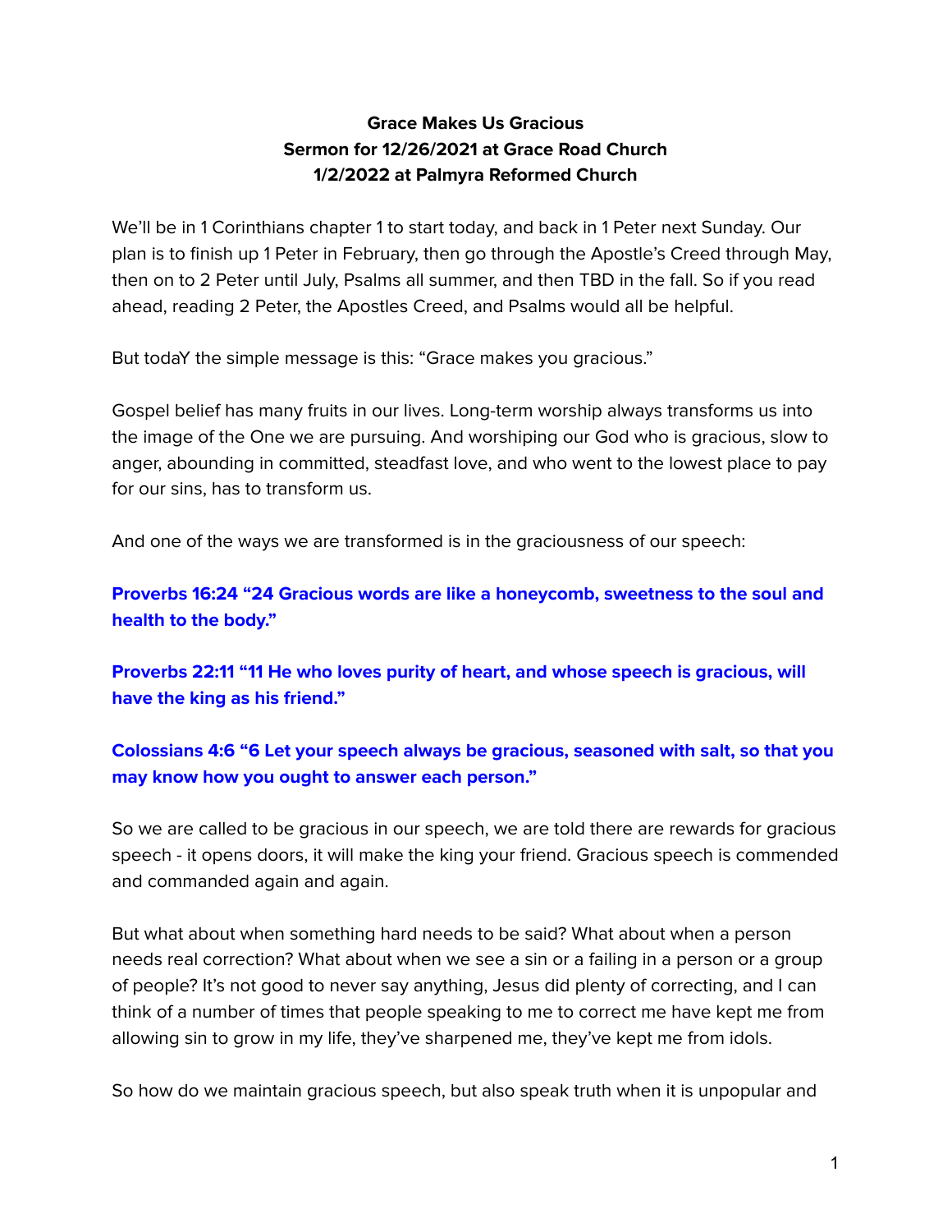**Grace Makes Us Gracious**
**Sermon for 12/26/2021 at Grace Road Church**
**1/2/2022 at Palmyra Reformed Church**

We'll be in 1 Corinthians chapter 1 to start today, and back in 1 Peter next Sunday. Our plan is to finish up 1 Peter in February, then go through the Apostle's Creed through May, then on to 2 Peter until July, Psalms all summer, and then TBD in the fall. So if you read ahead, reading 2 Peter, the Apostles Creed, and Psalms would all be helpful.

But todaY the simple message is this: "Grace makes you gracious."

Gospel belief has many fruits in our lives. Long-term worship always transforms us into the image of the One we are pursuing. And worshiping our God who is gracious, slow to anger, abounding in committed, steadfast love, and who went to the lowest place to pay for our sins, has to transform us.

And one of the ways we are transformed is in the graciousness of our speech:

**Proverbs 16:24 "24 Gracious words are like a honeycomb, sweetness to the soul and health to the body."**

**Proverbs 22:11 "11 He who loves purity of heart, and whose speech is gracious, will have the king as his friend."**

**Colossians 4:6 "6 Let your speech always be gracious, seasoned with salt, so that you may know how you ought to answer each person."**

So we are called to be gracious in our speech, we are told there are rewards for gracious speech - it opens doors, it will make the king your friend. Gracious speech is commended and commanded again and again.

But what about when something hard needs to be said? What about when a person needs real correction? What about when we see a sin or a failing in a person or a group of people? It's not good to never say anything, Jesus did plenty of correcting, and I can think of a number of times that people speaking to me to correct me have kept me from allowing sin to grow in my life, they've sharpened me, they've kept me from idols.

So how do we maintain gracious speech, but also speak truth when it is unpopular and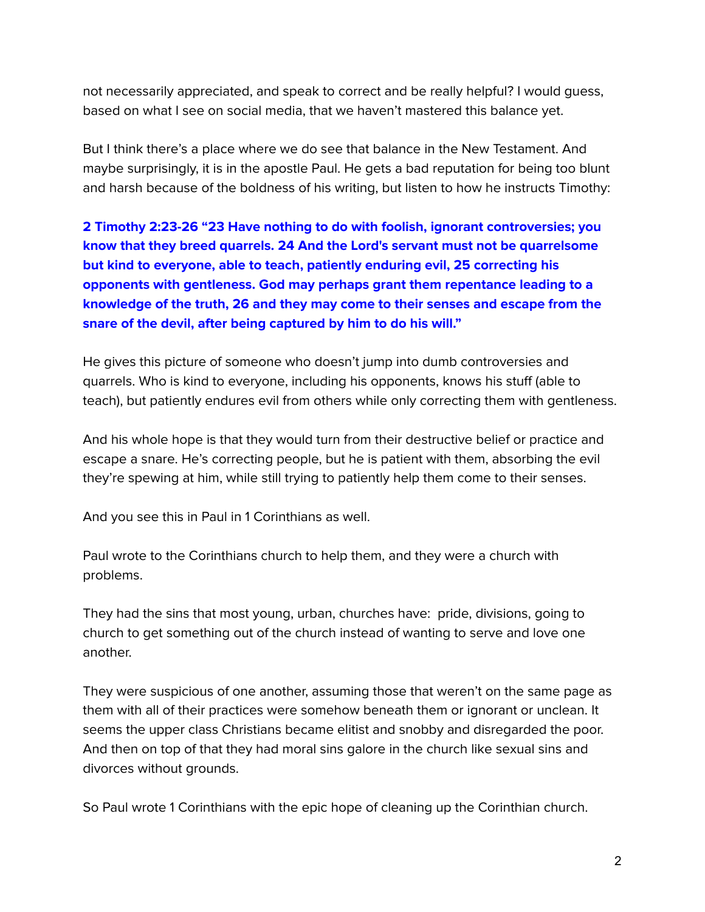not necessarily appreciated, and speak to correct and be really helpful? I would guess, based on what I see on social media, that we haven't mastered this balance yet.

But I think there's a place where we do see that balance in the New Testament. And maybe surprisingly, it is in the apostle Paul. He gets a bad reputation for being too blunt and harsh because of the boldness of his writing, but listen to how he instructs Timothy:

**2 Timothy 2:23-26 "23 Have nothing to do with foolish, ignorant controversies; you know that they breed quarrels. 24 And the Lord's servant must not be quarrelsome but kind to everyone, able to teach, patiently enduring evil, 25 correcting his opponents with gentleness. God may perhaps grant them repentance leading to a knowledge of the truth, 26 and they may come to their senses and escape from the snare of the devil, after being captured by him to do his will."**

He gives this picture of someone who doesn't jump into dumb controversies and quarrels. Who is kind to everyone, including his opponents, knows his stuff (able to teach), but patiently endures evil from others while only correcting them with gentleness.

And his whole hope is that they would turn from their destructive belief or practice and escape a snare. He's correcting people, but he is patient with them, absorbing the evil they're spewing at him, while still trying to patiently help them come to their senses.

And you see this in Paul in 1 Corinthians as well.

Paul wrote to the Corinthians church to help them, and they were a church with problems.

They had the sins that most young, urban, churches have: pride, divisions, going to church to get something out of the church instead of wanting to serve and love one another.

They were suspicious of one another, assuming those that weren't on the same page as them with all of their practices were somehow beneath them or ignorant or unclean. It seems the upper class Christians became elitist and snobby and disregarded the poor. And then on top of that they had moral sins galore in the church like sexual sins and divorces without grounds.

So Paul wrote 1 Corinthians with the epic hope of cleaning up the Corinthian church.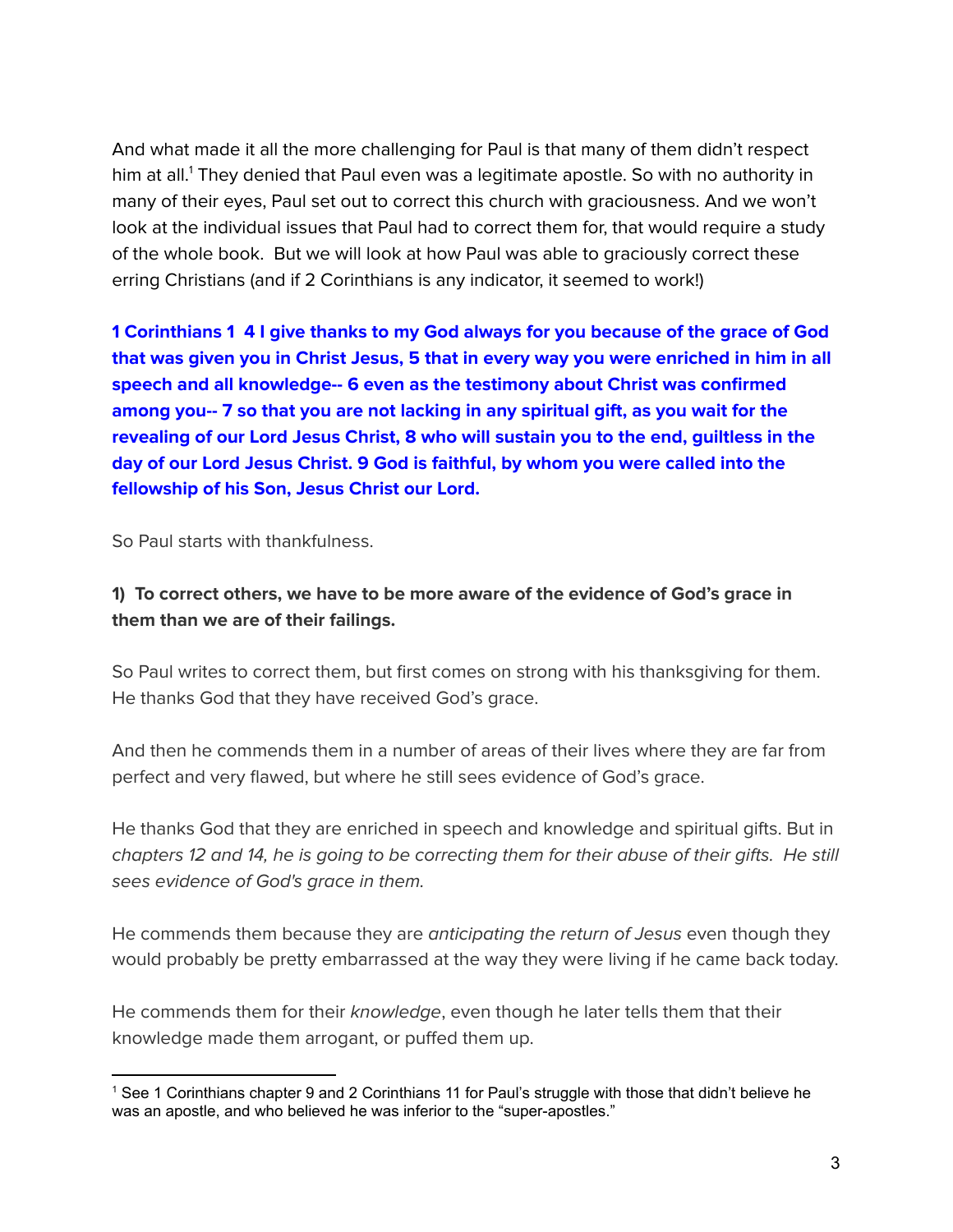And what made it all the more challenging for Paul is that many of them didn't respect him at all.[1] They denied that Paul even was a legitimate apostle. So with no authority in many of their eyes, Paul set out to correct this church with graciousness. And we won't look at the individual issues that Paul had to correct them for, that would require a study of the whole book. But we will look at how Paul was able to graciously correct these erring Christians (and if 2 Corinthians is any indicator, it seemed to work!)

**1 Corinthians 1 4 I give thanks to my God always for you because of the grace of God that was given you in Christ Jesus, 5 that in every way you were enriched in him in all speech and all knowledge-- 6 even as the testimony about Christ was confirmed among you-- 7 so that you are not lacking in any spiritual gift, as you wait for the revealing of our Lord Jesus Christ, 8 who will sustain you to the end, guiltless in the day of our Lord Jesus Christ. 9 God is faithful, by whom you were called into the fellowship of his Son, Jesus Christ our Lord.**

So Paul starts with thankfulness.

**1) To correct others, we have to be more aware of the evidence of God's grace in them than we are of their failings.**

So Paul writes to correct them, but first comes on strong with his thanksgiving for them. He thanks God that they have received God's grace.

And then he commends them in a number of areas of their lives where they are far from perfect and very flawed, but where he still sees evidence of God's grace.

He thanks God that they are enriched in speech and knowledge and spiritual gifts. But in *chapters 12 and 14, he is going to be correcting them for their abuse of their gifts. He still sees evidence of God's grace in them.*

He commends them because they are *anticipating the return of Jesus* even though they would probably be pretty embarrassed at the way they were living if he came back today.

He commends them for their *knowledge*, even though he later tells them that their knowledge made them arrogant, or puffed them up.

---

[1] See 1 Corinthians chapter 9 and 2 Corinthians 11 for Paul's struggle with those that didn't believe he was an apostle, and who believed he was inferior to the "super-apostles."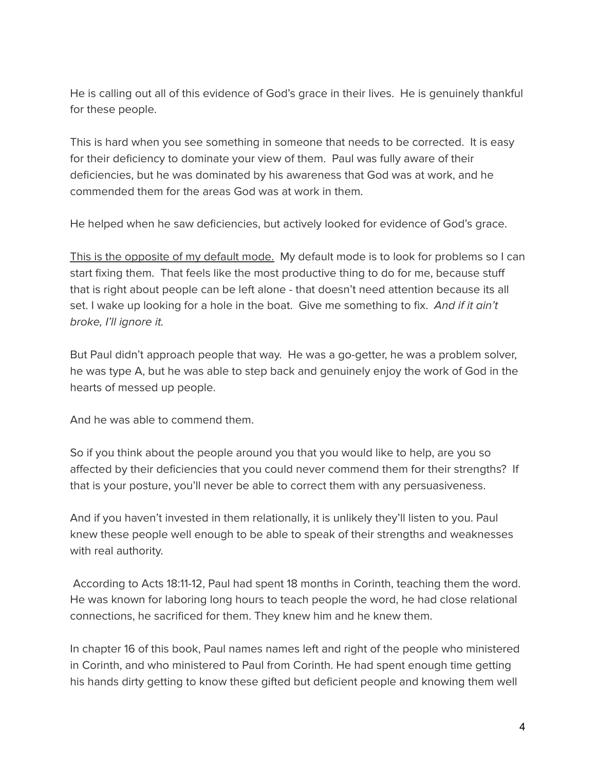He is calling out all of this evidence of God's grace in their lives.  He is genuinely thankful for these people.

This is hard when you see something in someone that needs to be corrected.  It is easy for their deficiency to dominate your view of them.  Paul was fully aware of their deficiencies, but he was dominated by his awareness that God was at work, and he commended them for the areas God was at work in them.

He helped when he saw deficiencies, but actively looked for evidence of God's grace.

<u>This is the opposite of my default mode.</u>  My default mode is to look for problems so I can start fixing them.  That feels like the most productive thing to do for me, because stuff that is right about people can be left alone - that doesn't need attention because its all set. I wake up looking for a hole in the boat.  Give me something to fix.  *And if it ain't broke, I'll ignore it.*

But Paul didn't approach people that way.  He was a go-getter, he was a problem solver, he was type A, but he was able to step back and genuinely enjoy the work of God in the hearts of messed up people.

And he was able to commend them.

So if you think about the people around you that you would like to help, are you so affected by their deficiencies that you could never commend them for their strengths?  If that is your posture, you'll never be able to correct them with any persuasiveness.

And if you haven't invested in them relationally, it is unlikely they'll listen to you. Paul knew these people well enough to be able to speak of their strengths and weaknesses with real authority.

According to Acts 18:11-12, Paul had spent 18 months in Corinth, teaching them the word. He was known for laboring long hours to teach people the word, he had close relational connections, he sacrificed for them. They knew him and he knew them.

In chapter 16 of this book, Paul names names left and right of the people who ministered in Corinth, and who ministered to Paul from Corinth. He had spent enough time getting his hands dirty getting to know these gifted but deficient people and knowing them well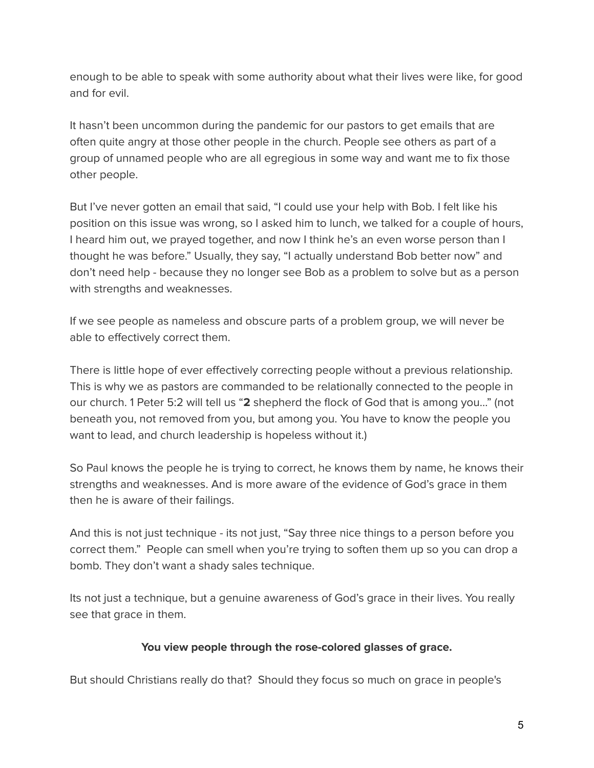enough to be able to speak with some authority about what their lives were like, for good and for evil.

It hasn't been uncommon during the pandemic for our pastors to get emails that are often quite angry at those other people in the church. People see others as part of a group of unnamed people who are all egregious in some way and want me to fix those other people.

But I've never gotten an email that said, "I could use your help with Bob. I felt like his position on this issue was wrong, so I asked him to lunch, we talked for a couple of hours, I heard him out, we prayed together, and now I think he's an even worse person than I thought he was before." Usually, they say, "I actually understand Bob better now" and don't need help - because they no longer see Bob as a problem to solve but as a person with strengths and weaknesses.

If we see people as nameless and obscure parts of a problem group, we will never be able to effectively correct them.

There is little hope of ever effectively correcting people without a previous relationship. This is why we as pastors are commanded to be relationally connected to the people in our church. 1 Peter 5:2 will tell us "**2** shepherd the flock of God that is among you…" (not beneath you, not removed from you, but among you. You have to know the people you want to lead, and church leadership is hopeless without it.)

So Paul knows the people he is trying to correct, he knows them by name, he knows their strengths and weaknesses. And is more aware of the evidence of God's grace in them then he is aware of their failings.

And this is not just technique - its not just, "Say three nice things to a person before you correct them." People can smell when you're trying to soften them up so you can drop a bomb. They don't want a shady sales technique.

Its not just a technique, but a genuine awareness of God's grace in their lives. You really see that grace in them.

**You view people through the rose-colored glasses of grace.**

But should Christians really do that? Should they focus so much on grace in people's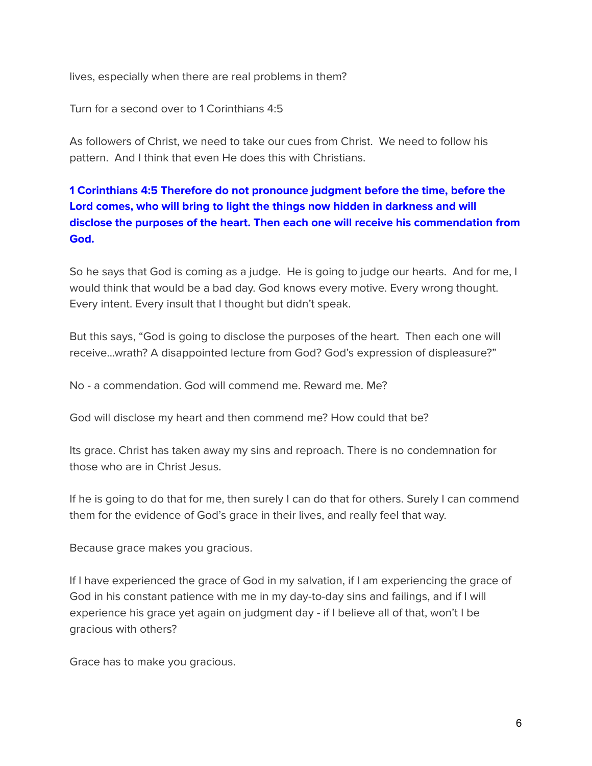lives, especially when there are real problems in them?

Turn for a second over to 1 Corinthians 4:5

As followers of Christ, we need to take our cues from Christ. We need to follow his pattern. And I think that even He does this with Christians.

**1 Corinthians 4:5 Therefore do not pronounce judgment before the time, before the Lord comes, who will bring to light the things now hidden in darkness and will disclose the purposes of the heart. Then each one will receive his commendation from God.**

So he says that God is coming as a judge. He is going to judge our hearts. And for me, I would think that would be a bad day. God knows every motive. Every wrong thought. Every intent. Every insult that I thought but didn't speak.

But this says, "God is going to disclose the purposes of the heart. Then each one will receive...wrath? A disappointed lecture from God? God's expression of displeasure?"

No - a commendation. God will commend me. Reward me. Me?

God will disclose my heart and then commend me? How could that be?

Its grace. Christ has taken away my sins and reproach. There is no condemnation for those who are in Christ Jesus.

If he is going to do that for me, then surely I can do that for others. Surely I can commend them for the evidence of God's grace in their lives, and really feel that way.

Because grace makes you gracious.

If I have experienced the grace of God in my salvation, if I am experiencing the grace of God in his constant patience with me in my day-to-day sins and failings, and if I will experience his grace yet again on judgment day - if I believe all of that, won't I be gracious with others?

Grace has to make you gracious.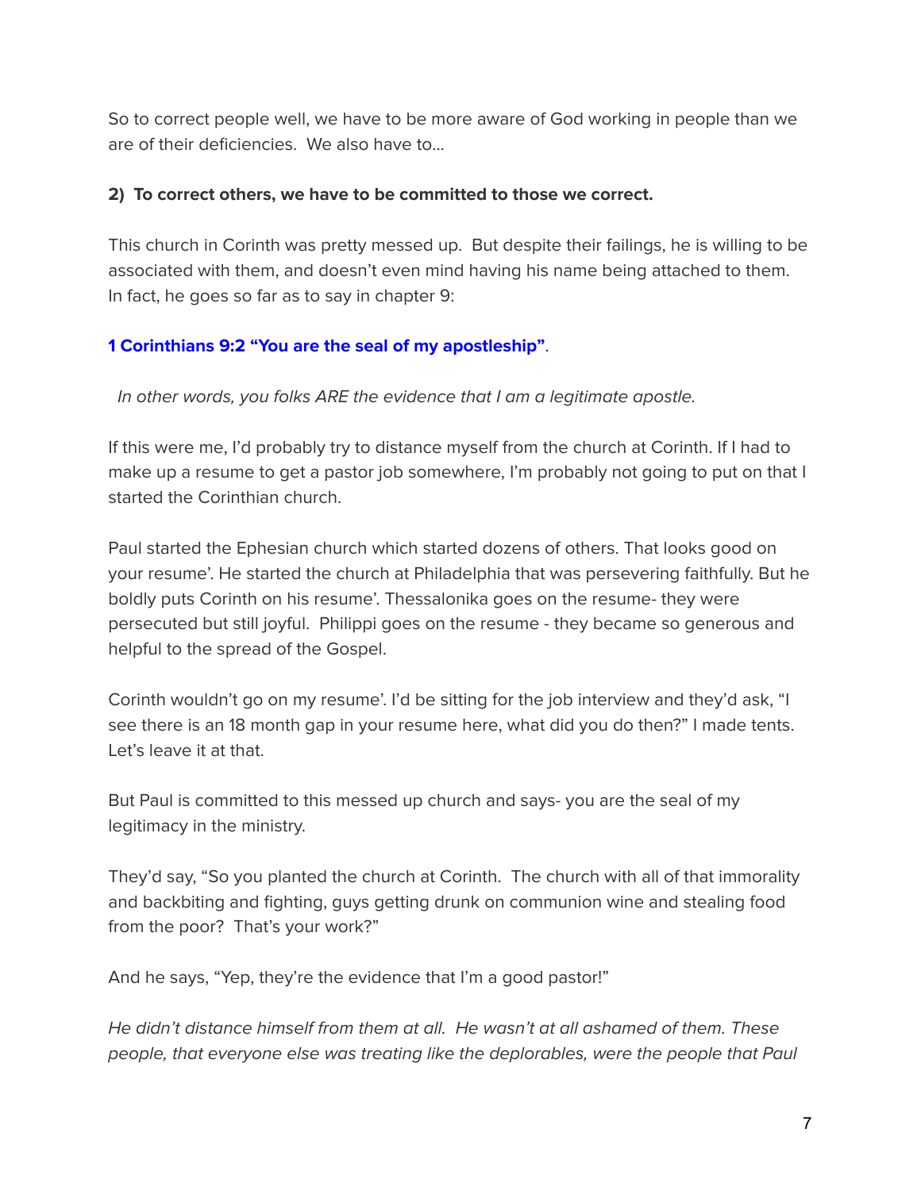So to correct people well, we have to be more aware of God working in people than we are of their deficiencies. We also have to…

**2) To correct others, we have to be committed to those we correct.**

This church in Corinth was pretty messed up. But despite their failings, he is willing to be associated with them, and doesn't even mind having his name being attached to them. In fact, he goes so far as to say in chapter 9:

**1 Corinthians 9:2 "You are the seal of my apostleship".**

*In other words, you folks ARE the evidence that I am a legitimate apostle.*

If this were me, I'd probably try to distance myself from the church at Corinth. If I had to make up a resume to get a pastor job somewhere, I'm probably not going to put on that I started the Corinthian church.

Paul started the Ephesian church which started dozens of others. That looks good on your resume'. He started the church at Philadelphia that was persevering faithfully. But he boldly puts Corinth on his resume'. Thessalonika goes on the resume- they were persecuted but still joyful. Philippi goes on the resume - they became so generous and helpful to the spread of the Gospel.

Corinth wouldn't go on my resume'. I'd be sitting for the job interview and they'd ask, "I see there is an 18 month gap in your resume here, what did you do then?" I made tents. Let's leave it at that.

But Paul is committed to this messed up church and says- you are the seal of my legitimacy in the ministry.

They'd say, "So you planted the church at Corinth. The church with all of that immorality and backbiting and fighting, guys getting drunk on communion wine and stealing food from the poor? That's your work?"

And he says, "Yep, they're the evidence that I'm a good pastor!"

*He didn't distance himself from them at all. He wasn't at all ashamed of them. These people, that everyone else was treating like the deplorables, were the people that Paul*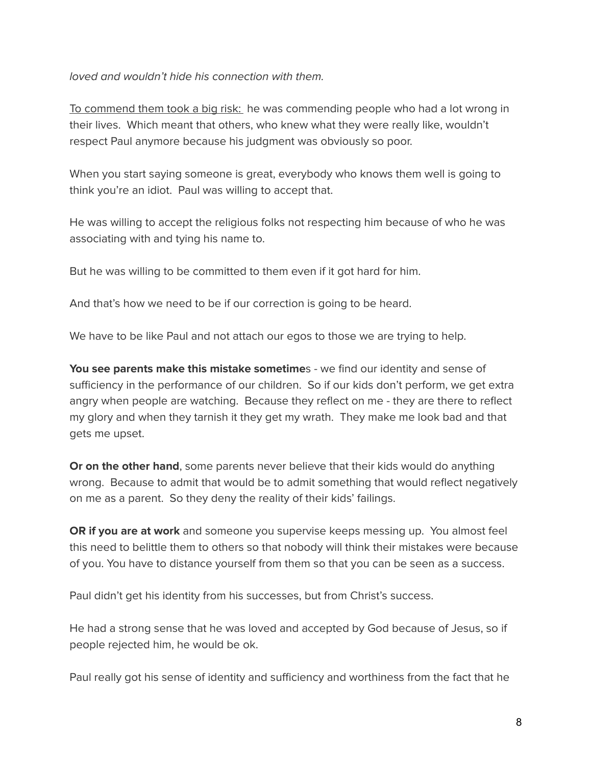*loved and wouldn't hide his connection with them.*

<u>To commend them took a big risk:</u> he was commending people who had a lot wrong in their lives. Which meant that others, who knew what they were really like, wouldn't respect Paul anymore because his judgment was obviously so poor.

When you start saying someone is great, everybody who knows them well is going to think you're an idiot. Paul was willing to accept that.

He was willing to accept the religious folks not respecting him because of who he was associating with and tying his name to.

But he was willing to be committed to them even if it got hard for him.

And that's how we need to be if our correction is going to be heard.

We have to be like Paul and not attach our egos to those we are trying to help.

**You see parents make this mistake sometime**s - we find our identity and sense of sufficiency in the performance of our children. So if our kids don't perform, we get extra angry when people are watching. Because they reflect on me - they are there to reflect my glory and when they tarnish it they get my wrath. They make me look bad and that gets me upset.

**Or on the other hand**, some parents never believe that their kids would do anything wrong. Because to admit that would be to admit something that would reflect negatively on me as a parent. So they deny the reality of their kids' failings.

**OR if you are at work** and someone you supervise keeps messing up. You almost feel this need to belittle them to others so that nobody will think their mistakes were because of you. You have to distance yourself from them so that you can be seen as a success.

Paul didn't get his identity from his successes, but from Christ's success.

He had a strong sense that he was loved and accepted by God because of Jesus, so if people rejected him, he would be ok.

Paul really got his sense of identity and sufficiency and worthiness from the fact that he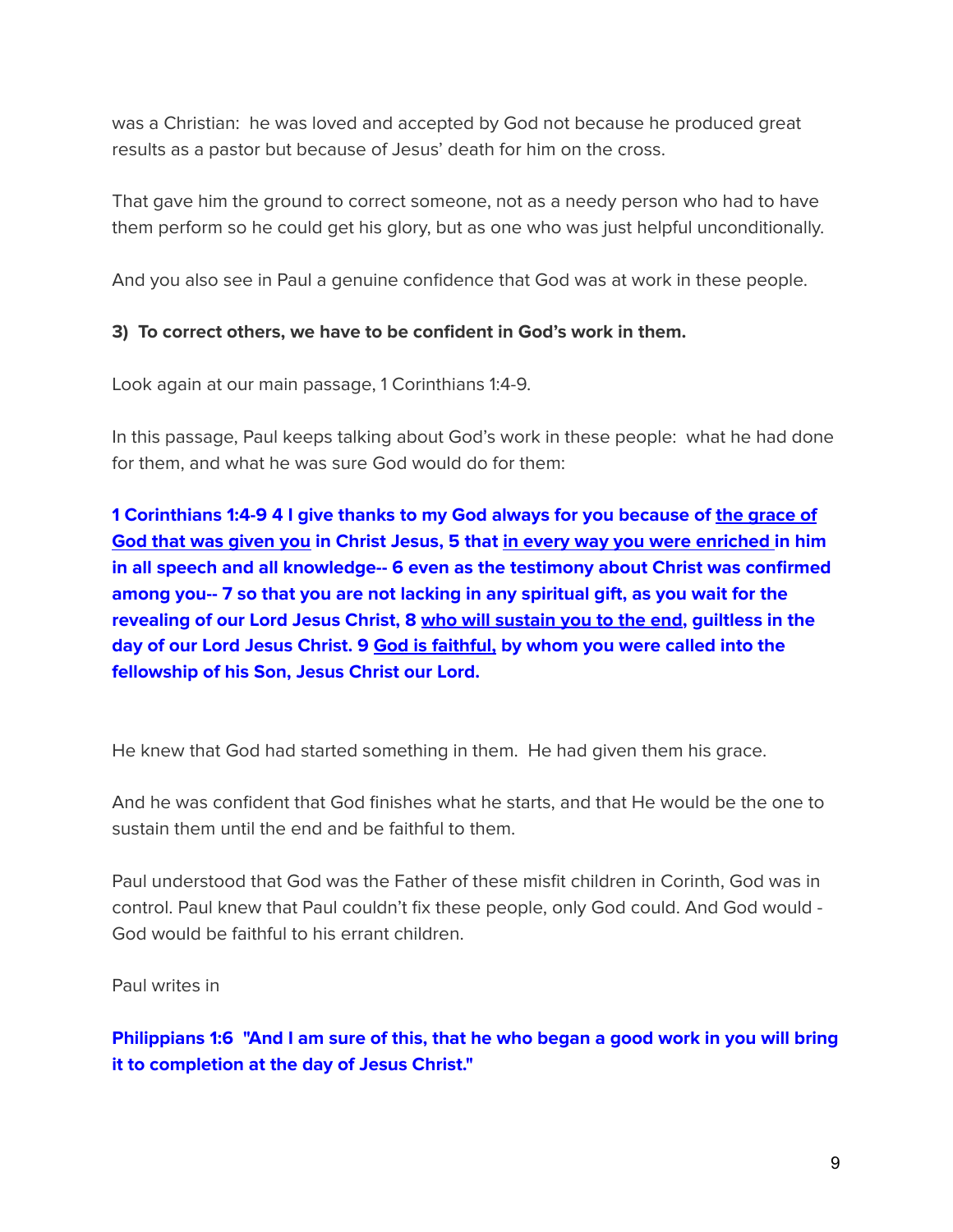was a Christian: he was loved and accepted by God not because he produced great results as a pastor but because of Jesus' death for him on the cross.

That gave him the ground to correct someone, not as a needy person who had to have them perform so he could get his glory, but as one who was just helpful unconditionally.

And you also see in Paul a genuine confidence that God was at work in these people.

**3) To correct others, we have to be confident in God's work in them.**

Look again at our main passage, 1 Corinthians 1:4-9.

In this passage, Paul keeps talking about God's work in these people: what he had done for them, and what he was sure God would do for them:

**1 Corinthians 1:4-9 4 I give thanks to my God always for you because of <u>the grace of God that was given you</u> in Christ Jesus, 5 that <u>in every way you were enriched</u> in him in all speech and all knowledge-- 6 even as the testimony about Christ was confirmed among you-- 7 so that you are not lacking in any spiritual gift, as you wait for the revealing of our Lord Jesus Christ, 8 <u>who will sustain you to the end,</u> guiltless in the day of our Lord Jesus Christ. 9 <u>God is faithful,</u> by whom you were called into the fellowship of his Son, Jesus Christ our Lord.**

He knew that God had started something in them. He had given them his grace.

And he was confident that God finishes what he starts, and that He would be the one to sustain them until the end and be faithful to them.

Paul understood that God was the Father of these misfit children in Corinth, God was in control. Paul knew that Paul couldn't fix these people, only God could. And God would - God would be faithful to his errant children.

Paul writes in

**Philippians 1:6 "And I am sure of this, that he who began a good work in you will bring it to completion at the day of Jesus Christ."**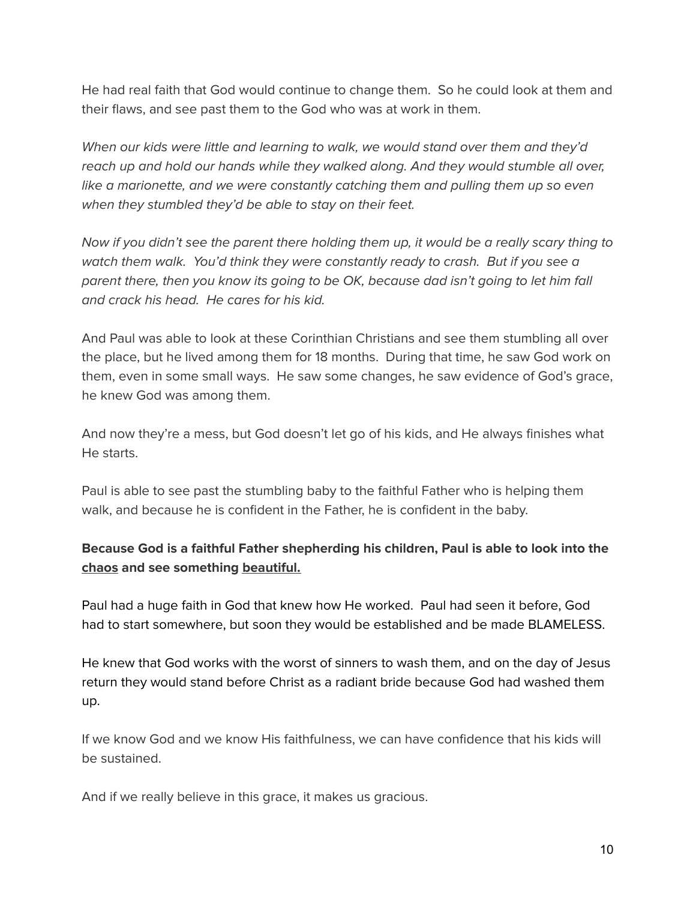He had real faith that God would continue to change them.  So he could look at them and their flaws, and see past them to the God who was at work in them.

*When our kids were little and learning to walk, we would stand over them and they'd reach up and hold our hands while they walked along. And they would stumble all over, like a marionette, and we were constantly catching them and pulling them up so even when they stumbled they'd be able to stay on their feet.*

*Now if you didn't see the parent there holding them up, it would be a really scary thing to watch them walk.  You'd think they were constantly ready to crash.  But if you see a parent there, then you know its going to be OK, because dad isn't going to let him fall and crack his head.  He cares for his kid.*

And Paul was able to look at these Corinthian Christians and see them stumbling all over the place, but he lived among them for 18 months.  During that time, he saw God work on them, even in some small ways.  He saw some changes, he saw evidence of God's grace, he knew God was among them.

And now they're a mess, but God doesn't let go of his kids, and He always finishes what He starts.

Paul is able to see past the stumbling baby to the faithful Father who is helping them walk, and because he is confident in the Father, he is confident in the baby.

**Because God is a faithful Father shepherding his children, Paul is able to look into the <u>chaos</u> and see something <u>beautiful.</u>**

Paul had a huge faith in God that knew how He worked.  Paul had seen it before, God had to start somewhere, but soon they would be established and be made BLAMELESS.

He knew that God works with the worst of sinners to wash them, and on the day of Jesus return they would stand before Christ as a radiant bride because God had washed them up.

If we know God and we know His faithfulness, we can have confidence that his kids will be sustained.

And if we really believe in this grace, it makes us gracious.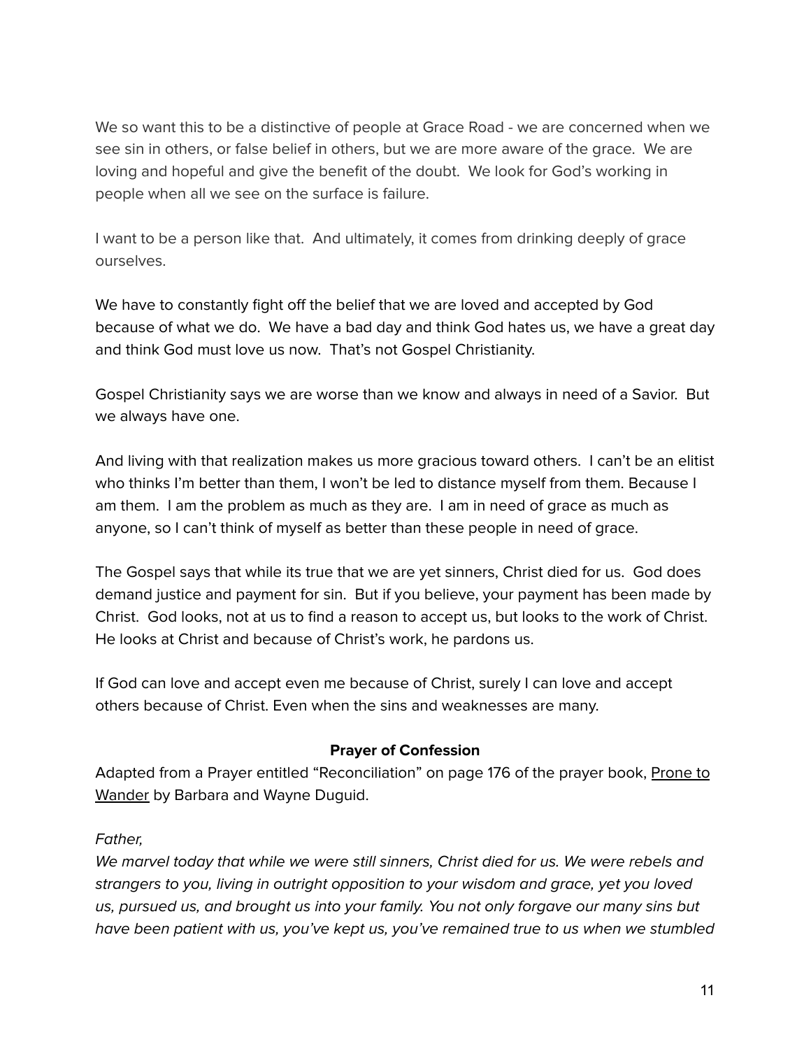We so want this to be a distinctive of people at Grace Road - we are concerned when we see sin in others, or false belief in others, but we are more aware of the grace. We are loving and hopeful and give the benefit of the doubt. We look for God's working in people when all we see on the surface is failure.

I want to be a person like that. And ultimately, it comes from drinking deeply of grace ourselves.

We have to constantly fight off the belief that we are loved and accepted by God because of what we do. We have a bad day and think God hates us, we have a great day and think God must love us now. That's not Gospel Christianity.

Gospel Christianity says we are worse than we know and always in need of a Savior. But we always have one.

And living with that realization makes us more gracious toward others. I can't be an elitist who thinks I'm better than them, I won't be led to distance myself from them. Because I am them. I am the problem as much as they are. I am in need of grace as much as anyone, so I can't think of myself as better than these people in need of grace.

The Gospel says that while its true that we are yet sinners, Christ died for us. God does demand justice and payment for sin. But if you believe, your payment has been made by Christ. God looks, not at us to find a reason to accept us, but looks to the work of Christ. He looks at Christ and because of Christ's work, he pardons us.

If God can love and accept even me because of Christ, surely I can love and accept others because of Christ. Even when the sins and weaknesses are many.

**Prayer of Confession**

Adapted from a Prayer entitled "Reconciliation" on page 176 of the prayer book, Prone to Wander by Barbara and Wayne Duguid.

*Father,*
*We marvel today that while we were still sinners, Christ died for us. We were rebels and strangers to you, living in outright opposition to your wisdom and grace, yet you loved us, pursued us, and brought us into your family. You not only forgave our many sins but have been patient with us, you've kept us, you've remained true to us when we stumbled*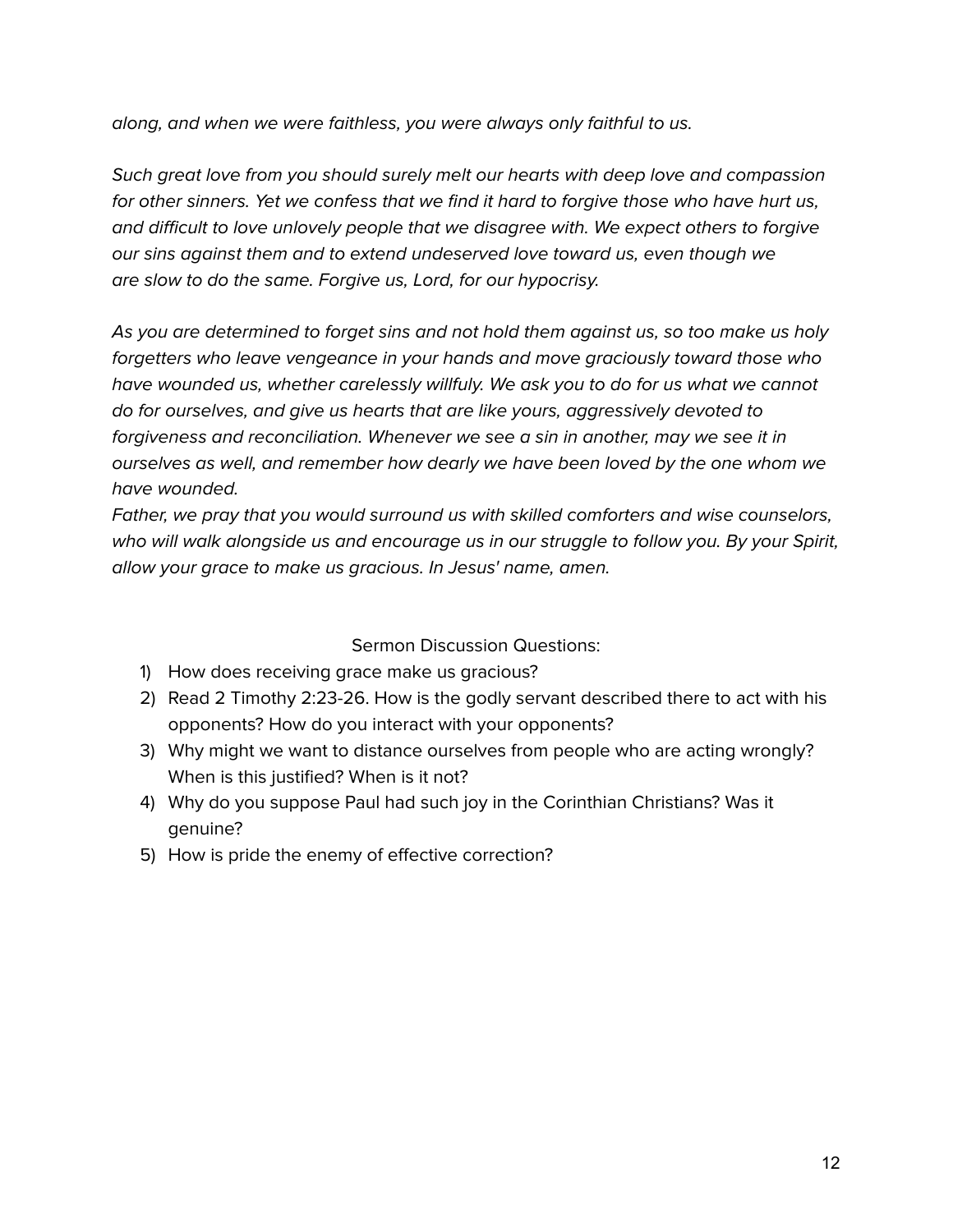*along, and when we were faithless, you were always only faithful to us.*

*Such great love from you should surely melt our hearts with deep love and compassion for other sinners. Yet we confess that we find it hard to forgive those who have hurt us, and difficult to love unlovely people that we disagree with. We expect others to forgive our sins against them and to extend undeserved love toward us, even though we are slow to do the same. Forgive us, Lord, for our hypocrisy.*

*As you are determined to forget sins and not hold them against us, so too make us holy forgetters who leave vengeance in your hands and move graciously toward those who have wounded us, whether carelessly willfuly. We ask you to do for us what we cannot do for ourselves, and give us hearts that are like yours, aggressively devoted to forgiveness and reconciliation. Whenever we see a sin in another, may we see it in ourselves as well, and remember how dearly we have been loved by the one whom we have wounded.*
*Father, we pray that you would surround us with skilled comforters and wise counselors, who will walk alongside us and encourage us in our struggle to follow you. By your Spirit, allow your grace to make us gracious. In Jesus' name, amen.*

Sermon Discussion Questions:

1) How does receiving grace make us gracious?
2) Read 2 Timothy 2:23-26. How is the godly servant described there to act with his opponents? How do you interact with your opponents?
3) Why might we want to distance ourselves from people who are acting wrongly? When is this justified? When is it not?
4) Why do you suppose Paul had such joy in the Corinthian Christians? Was it genuine?
5) How is pride the enemy of effective correction?